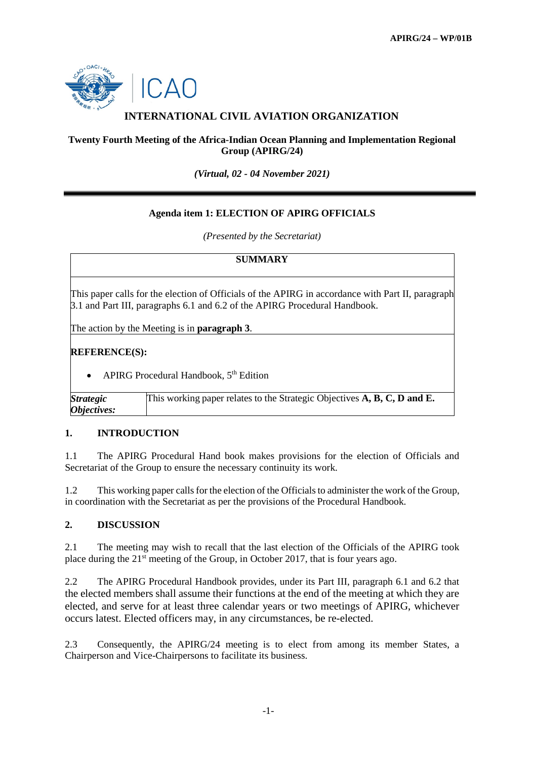APIRG/24 – WP/01B

# INTERNATIONAL CIVIL AVIATION ORGANIZATION

**Twenty Fourth Meeting of the Africa-Indian Ocean Planning and Implementation Regional Group (APIRG/24)**

***(Virtual, 02 - 04 November 2021)***

---

**Agenda item 1: ELECTION OF APIRG OFFICIALS**

*(Presented by the Secretariat)*

| **SUMMARY** | |
|---|---|
| This paper calls for the election of Officials of the APIRG in accordance with Part II, paragraph 3.1 and Part III, paragraphs 6.1 and 6.2 of the APIRG Procedural Handbook.<br><br>The action by the Meeting is in **paragraph 3**. | |
| **REFERENCE(S):**<br><br>• APIRG Procedural Handbook, 5th Edition | |
| ***Strategic Objectives:*** | This working paper relates to the Strategic Objectives **A, B, C, D and E.** |

## 1. INTRODUCTION

1.1 The APIRG Procedural Hand book makes provisions for the election of Officials and Secretariat of the Group to ensure the necessary continuity its work.

1.2 This working paper calls for the election of the Officials to administer the work of the Group, in coordination with the Secretariat as per the provisions of the Procedural Handbook.

## 2. DISCUSSION

2.1 The meeting may wish to recall that the last election of the Officials of the APIRG took place during the 21st meeting of the Group, in October 2017, that is four years ago.

2.2 The APIRG Procedural Handbook provides, under its Part III, paragraph 6.1 and 6.2 that the elected members shall assume their functions at the end of the meeting at which they are elected, and serve for at least three calendar years or two meetings of APIRG, whichever occurs latest. Elected officers may, in any circumstances, be re-elected.

2.3 Consequently, the APIRG/24 meeting is to elect from among its member States, a Chairperson and Vice-Chairpersons to facilitate its business.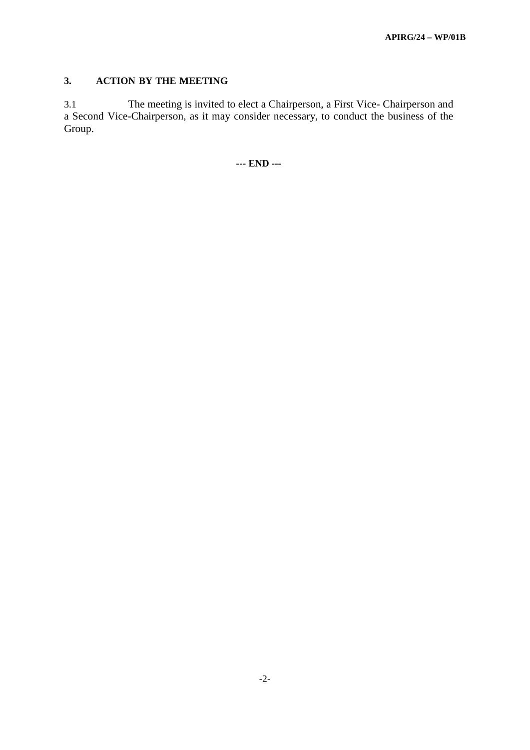## 3. ACTION BY THE MEETING

3.1 The meeting is invited to elect a Chairperson, a First Vice- Chairperson and a Second Vice-Chairperson, as it may consider necessary, to conduct the business of the Group.

**--- END ---**